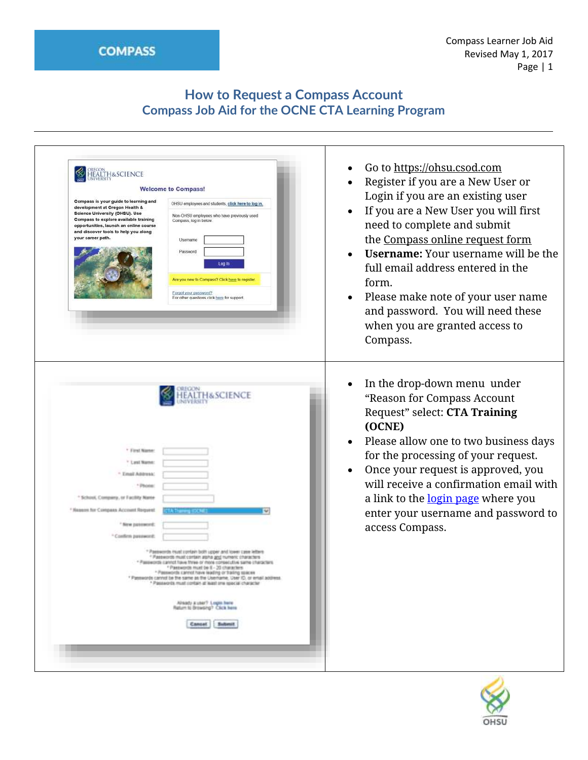COMPASS

# How to Request a Compass Account
## Compass Job Aid for the OCNE CTA Learning Program

- Go to https://ohsu.csod.com
- Register if you are a New User or Login if you are an existing user
- If you are a New User you will first need to complete and submit the Compass online request form
- **Username:** Your username will be the full email address entered in the form.
- Please make note of your user name and password. You will need these when you are granted access to Compass.

- In the drop-down menu under "Reason for Compass Account Request" select: **CTA Training (OCNE)**
- Please allow one to two business days for the processing of your request.
- Once your request is approved, you will receive a confirmation email with a link to the login page where you enter your username and password to access Compass.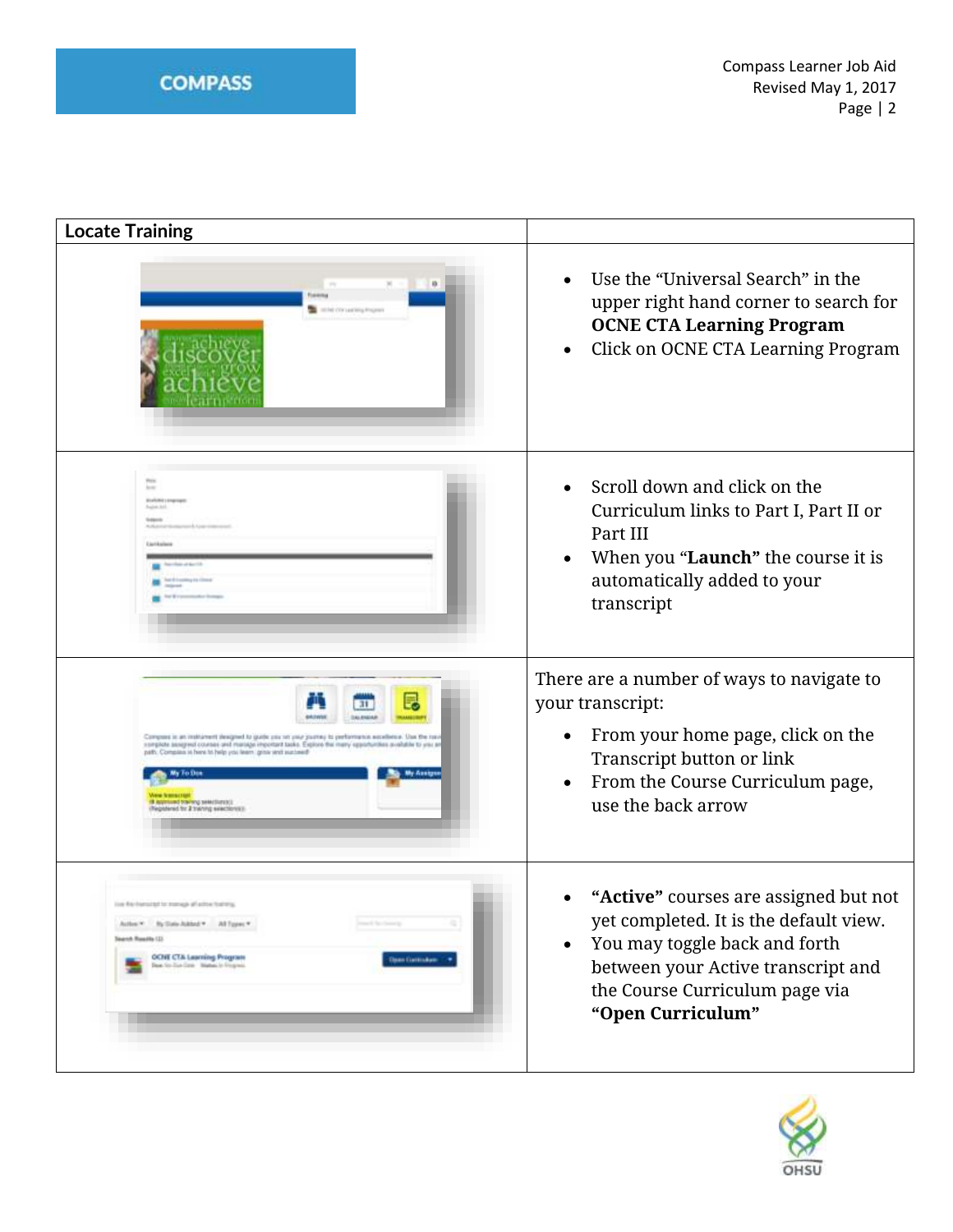| Locate Training | |
|---|---|
| | • Use the "Universal Search" in the upper right hand corner to search for **OCNE CTA Learning Program**<br>• Click on OCNE CTA Learning Program |
| | • Scroll down and click on the Curriculum links to Part I, Part II or Part III<br>• When you "**Launch**" the course it is automatically added to your transcript |
| | There are a number of ways to navigate to your transcript:<br>• From your home page, click on the Transcript button or link<br>• From the Course Curriculum page, use the back arrow |
| | • **"Active"** courses are assigned but not yet completed. It is the default view.<br>• You may toggle back and forth between your Active transcript and the Course Curriculum page via **"Open Curriculum"** |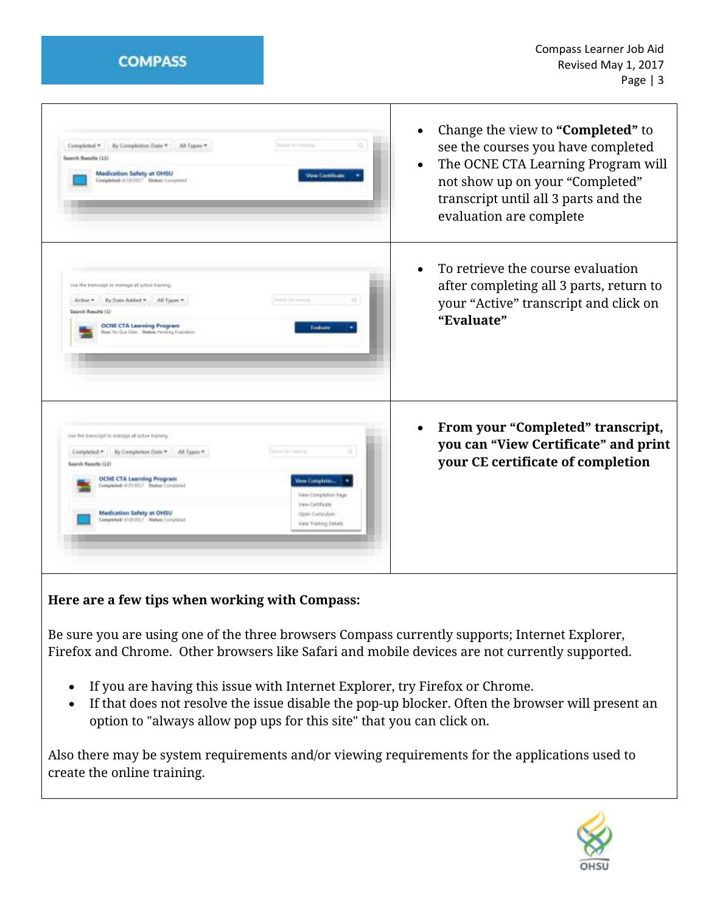- Change the view to **"Completed"** to see the courses you have completed
- The OCNE CTA Learning Program will not show up on your "Completed" transcript until all 3 parts and the evaluation are complete

- To retrieve the course evaluation after completing all 3 parts, return to your "Active" transcript and click on **"Evaluate"**

- **From your "Completed" transcript, you can "View Certificate" and print your CE certificate of completion**

**Here are a few tips when working with Compass:**

Be sure you are using one of the three browsers Compass currently supports; Internet Explorer, Firefox and Chrome. Other browsers like Safari and mobile devices are not currently supported.

- If you are having this issue with Internet Explorer, try Firefox or Chrome.
- If that does not resolve the issue disable the pop-up blocker. Often the browser will present an option to "always allow pop ups for this site" that you can click on.

Also there may be system requirements and/or viewing requirements for the applications used to create the online training.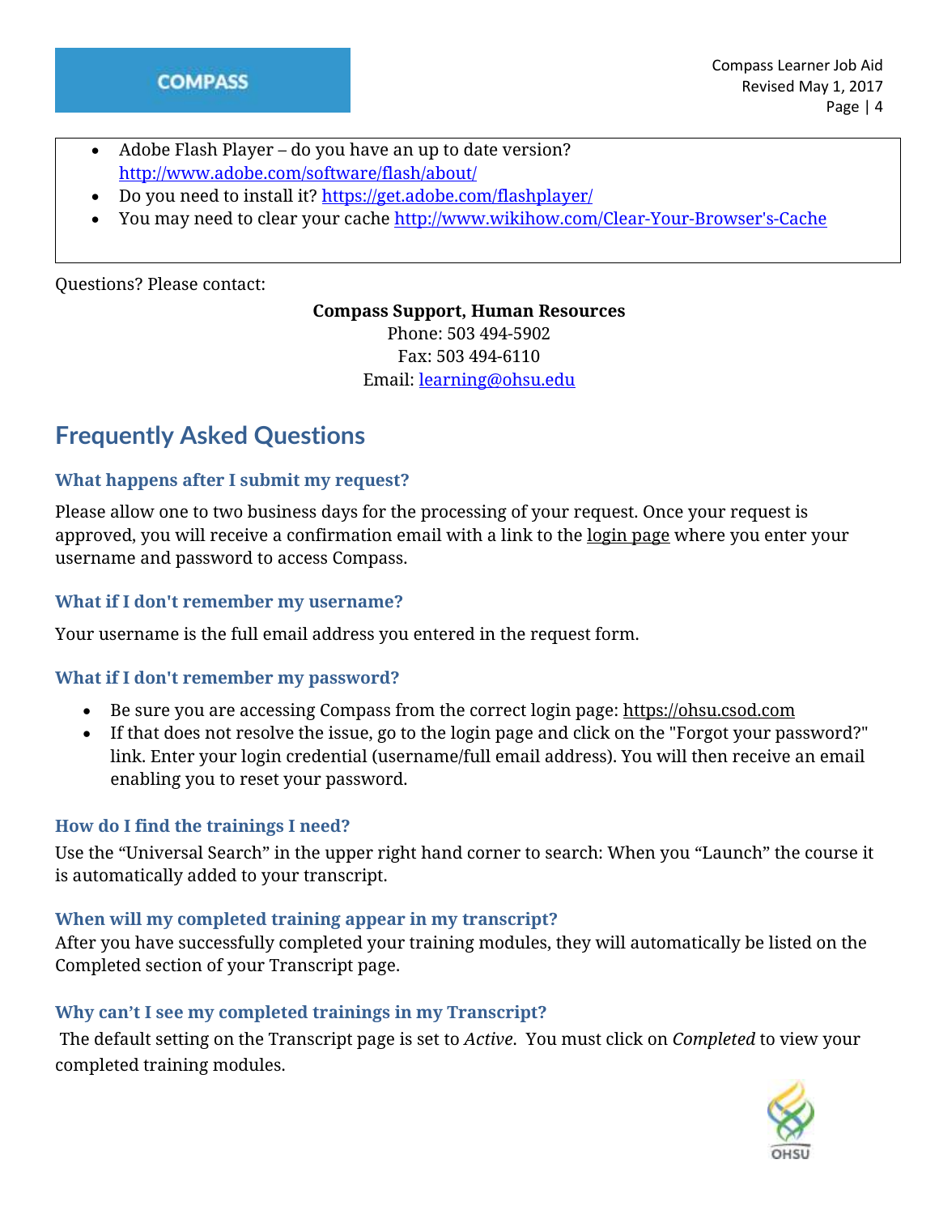- Adobe Flash Player – do you have an up to date version? http://www.adobe.com/software/flash/about/
- Do you need to install it? https://get.adobe.com/flashplayer/
- You may need to clear your cache http://www.wikihow.com/Clear-Your-Browser's-Cache

Questions? Please contact:

**Compass Support, Human Resources**
Phone: 503 494-5902
Fax: 503 494-6110
Email: learning@ohsu.edu

## Frequently Asked Questions

### What happens after I submit my request?

Please allow one to two business days for the processing of your request. Once your request is approved, you will receive a confirmation email with a link to the login page where you enter your username and password to access Compass.

### What if I don't remember my username?

Your username is the full email address you entered in the request form.

### What if I don't remember my password?

- Be sure you are accessing Compass from the correct login page: https://ohsu.csod.com
- If that does not resolve the issue, go to the login page and click on the "Forgot your password?" link. Enter your login credential (username/full email address). You will then receive an email enabling you to reset your password.

### How do I find the trainings I need?

Use the "Universal Search" in the upper right hand corner to search: When you "Launch" the course it is automatically added to your transcript.

### When will my completed training appear in my transcript?

After you have successfully completed your training modules, they will automatically be listed on the Completed section of your Transcript page.

### Why can't I see my completed trainings in my Transcript?

The default setting on the Transcript page is set to *Active*. You must click on *Completed* to view your completed training modules.